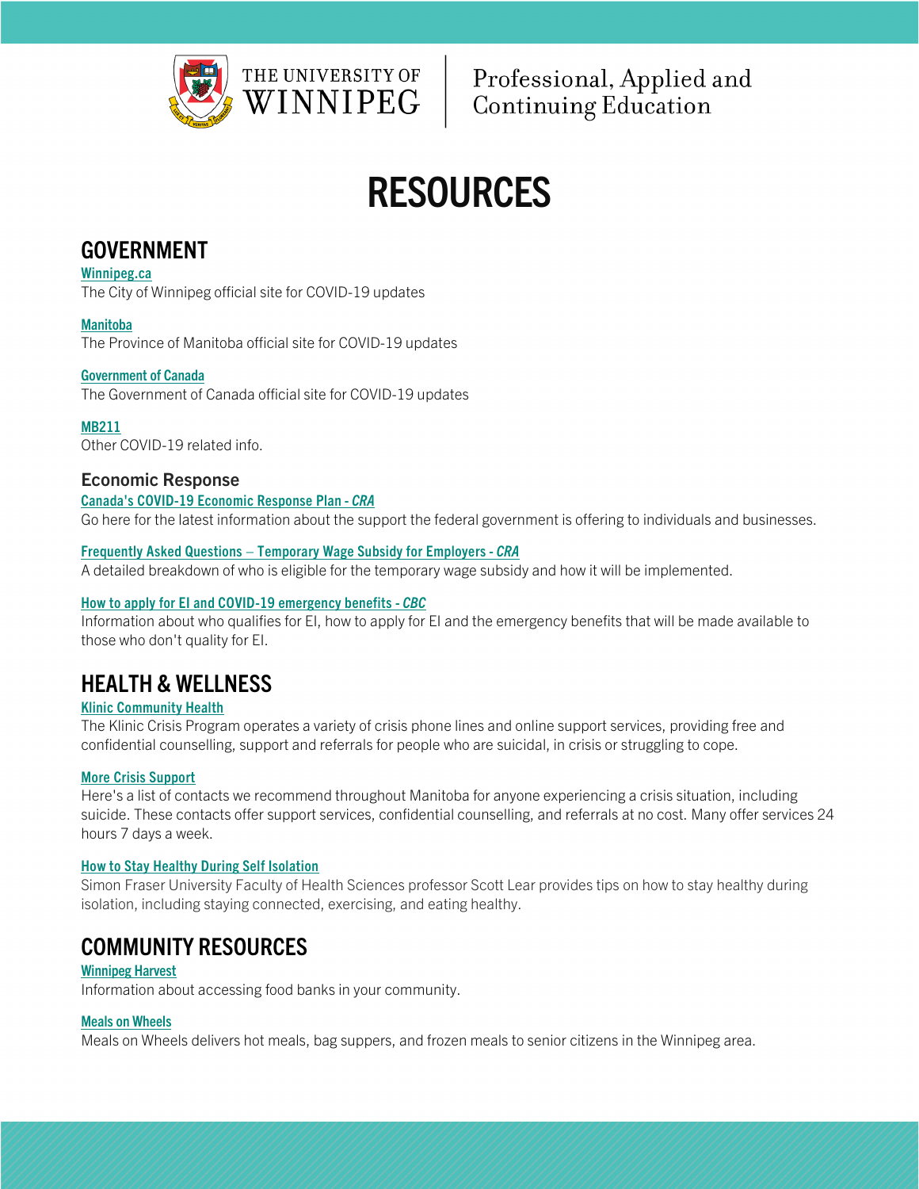THE UNIVERSITY OF WINNIPEG | Professional, Applied and Continuing Education

# RESOURCES

## GOVERNMENT

**Winnipeg.ca**
The City of Winnipeg official site for COVID-19 updates

**Manitoba**
The Province of Manitoba official site for COVID-19 updates

**Government of Canada**
The Government of Canada official site for COVID-19 updates

**MB211**
Other COVID-19 related info.

### Economic Response

**Canada's COVID-19 Economic Response Plan - *CRA***
Go here for the latest information about the support the federal government is offering to individuals and businesses.

**Frequently Asked Questions – Temporary Wage Subsidy for Employers - *CRA***
A detailed breakdown of who is eligible for the temporary wage subsidy and how it will be implemented.

**How to apply for EI and COVID-19 emergency benefits - *CBC***
Information about who qualifies for EI, how to apply for EI and the emergency benefits that will be made available to those who don't quality for EI.

## HEALTH & WELLNESS

**Klinic Community Health**
The Klinic Crisis Program operates a variety of crisis phone lines and online support services, providing free and confidential counselling, support and referrals for people who are suicidal, in crisis or struggling to cope.

**More Crisis Support**
Here's a list of contacts we recommend throughout Manitoba for anyone experiencing a crisis situation, including suicide. These contacts offer support services, confidential counselling, and referrals at no cost. Many offer services 24 hours 7 days a week.

**How to Stay Healthy During Self Isolation**
Simon Fraser University Faculty of Health Sciences professor Scott Lear provides tips on how to stay healthy during isolation, including staying connected, exercising, and eating healthy.

## COMMUNITY RESOURCES

**Winnipeg Harvest**
Information about accessing food banks in your community.

**Meals on Wheels**
Meals on Wheels delivers hot meals, bag suppers, and frozen meals to senior citizens in the Winnipeg area.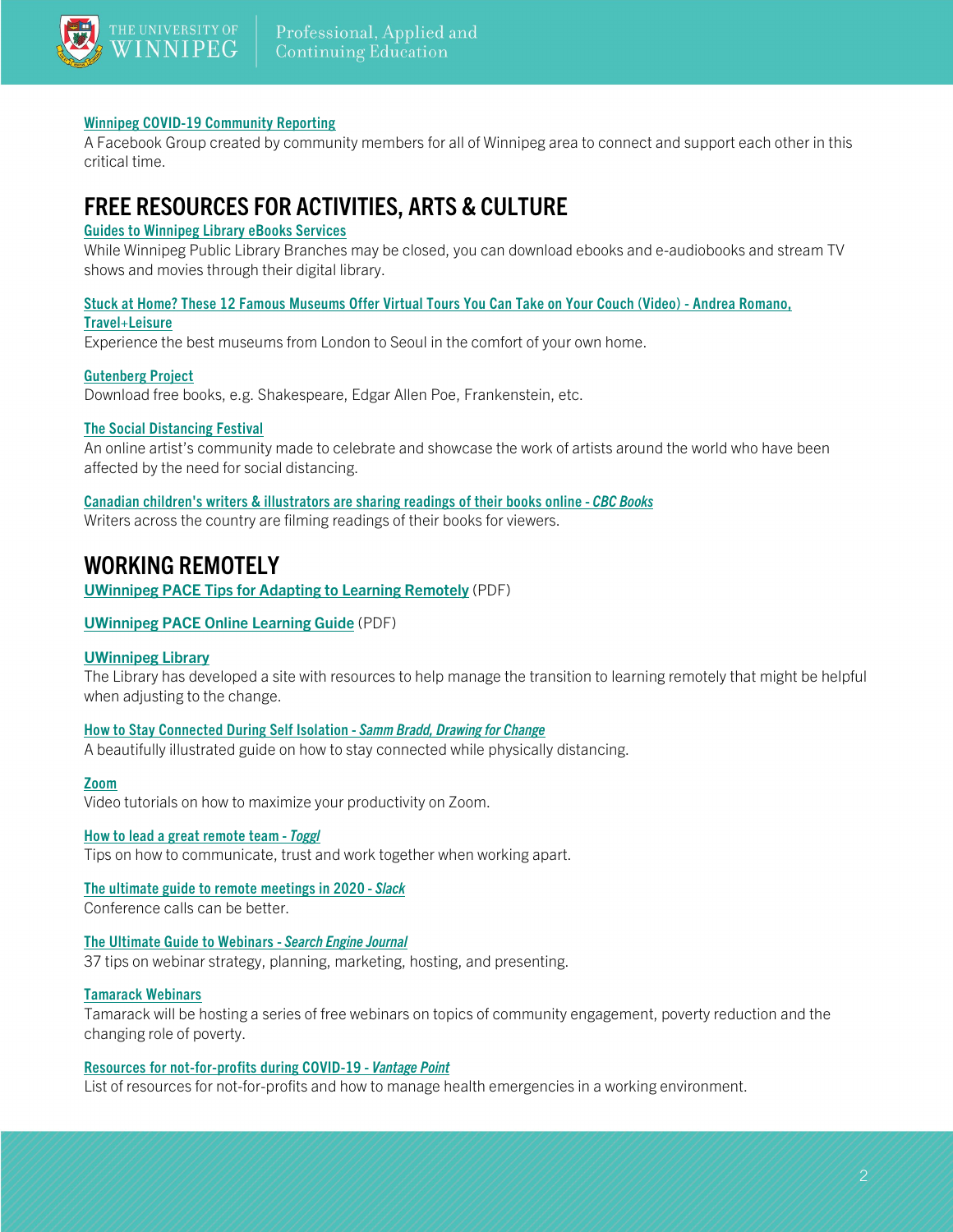**Winnipeg COVID-19 Community Reporting**
A Facebook Group created by community members for all of Winnipeg area to connect and support each other in this critical time.

## FREE RESOURCES FOR ACTIVITIES, ARTS & CULTURE

**Guides to Winnipeg Library eBooks Services**
While Winnipeg Public Library Branches may be closed, you can download ebooks and e-audiobooks and stream TV shows and movies through their digital library.

**Stuck at Home? These 12 Famous Museums Offer Virtual Tours You Can Take on Your Couch (Video) - Andrea Romano, Travel+Leisure**
Experience the best museums from London to Seoul in the comfort of your own home.

**Gutenberg Project**
Download free books, e.g. Shakespeare, Edgar Allen Poe, Frankenstein, etc.

**The Social Distancing Festival**
An online artist's community made to celebrate and showcase the work of artists around the world who have been affected by the need for social distancing.

**Canadian children's writers & illustrators are sharing readings of their books online - *CBC Books***
Writers across the country are filming readings of their books for viewers.

## WORKING REMOTELY

**UWinnipeg PACE Tips for Adapting to Learning Remotely** (PDF)

**UWinnipeg PACE Online Learning Guide** (PDF)

**UWinnipeg Library**
The Library has developed a site with resources to help manage the transition to learning remotely that might be helpful when adjusting to the change.

**How to Stay Connected During Self Isolation - *Samm Bradd, Drawing for Change***
A beautifully illustrated guide on how to stay connected while physically distancing.

**Zoom**
Video tutorials on how to maximize your productivity on Zoom.

**How to lead a great remote team - *Toggl***
Tips on how to communicate, trust and work together when working apart.

**The ultimate guide to remote meetings in 2020 - *Slack***
Conference calls can be better.

**The Ultimate Guide to Webinars - *Search Engine Journal***
37 tips on webinar strategy, planning, marketing, hosting, and presenting.

**Tamarack Webinars**
Tamarack will be hosting a series of free webinars on topics of community engagement, poverty reduction and the changing role of poverty.

**Resources for not-for-profits during COVID-19 - *Vantage Point***
List of resources for not-for-profits and how to manage health emergencies in a working environment.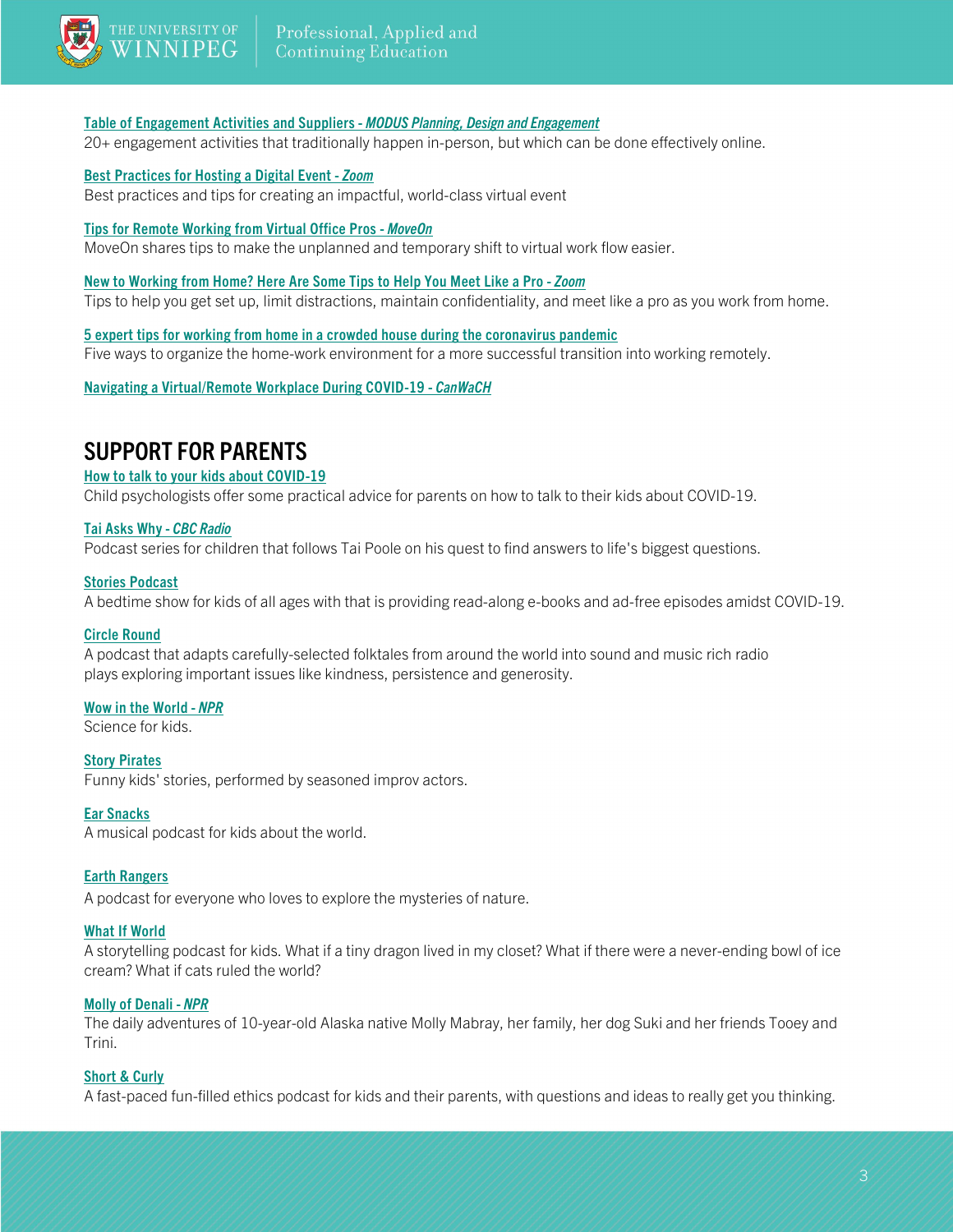**Table of Engagement Activities and Suppliers - *MODUS Planning, Design and Engagement***
20+ engagement activities that traditionally happen in-person, but which can be done effectively online.

**Best Practices for Hosting a Digital Event - *Zoom***
Best practices and tips for creating an impactful, world-class virtual event

**Tips for Remote Working from Virtual Office Pros - *MoveOn***
MoveOn shares tips to make the unplanned and temporary shift to virtual work flow easier.

**New to Working from Home? Here Are Some Tips to Help You Meet Like a Pro - *Zoom***
Tips to help you get set up, limit distractions, maintain confidentiality, and meet like a pro as you work from home.

**5 expert tips for working from home in a crowded house during the coronavirus pandemic**
Five ways to organize the home-work environment for a more successful transition into working remotely.

**Navigating a Virtual/Remote Workplace During COVID-19 - *CanWaCH***

## SUPPORT FOR PARENTS

**How to talk to your kids about COVID-19**
Child psychologists offer some practical advice for parents on how to talk to their kids about COVID-19.

**Tai Asks Why - *CBC Radio***
Podcast series for children that follows Tai Poole on his quest to find answers to life's biggest questions.

**Stories Podcast**
A bedtime show for kids of all ages with that is providing read-along e-books and ad-free episodes amidst COVID-19.

**Circle Round**
A podcast that adapts carefully-selected folktales from around the world into sound and music rich radio plays exploring important issues like kindness, persistence and generosity.

**Wow in the World - *NPR***
Science for kids.

**Story Pirates**
Funny kids' stories, performed by seasoned improv actors.

**Ear Snacks**
A musical podcast for kids about the world.

**Earth Rangers**
A podcast for everyone who loves to explore the mysteries of nature.

**What If World**
A storytelling podcast for kids. What if a tiny dragon lived in my closet? What if there were a never-ending bowl of ice cream? What if cats ruled the world?

**Molly of Denali - *NPR***
The daily adventures of 10-year-old Alaska native Molly Mabray, her family, her dog Suki and her friends Tooey and Trini.

**Short & Curly**
A fast-paced fun-filled ethics podcast for kids and their parents, with questions and ideas to really get you thinking.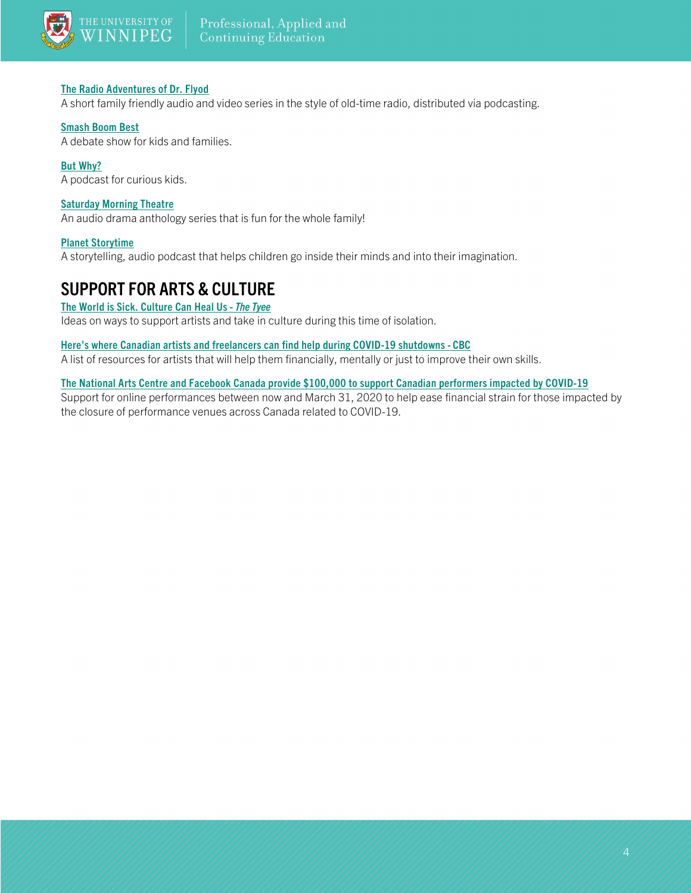**The Radio Adventures of Dr. Flyod**
A short family friendly audio and video series in the style of old-time radio, distributed via podcasting.

**Smash Boom Best**
A debate show for kids and families.

**But Why?**
A podcast for curious kids.

**Saturday Morning Theatre**
An audio drama anthology series that is fun for the whole family!

**Planet Storytime**
A storytelling, audio podcast that helps children go inside their minds and into their imagination.

## SUPPORT FOR ARTS & CULTURE

**The World is Sick. Culture Can Heal Us - *The Tyee***
Ideas on ways to support artists and take in culture during this time of isolation.

**Here's where Canadian artists and freelancers can find help during COVID-19 shutdowns - CBC**
A list of resources for artists that will help them financially, mentally or just to improve their own skills.

**The National Arts Centre and Facebook Canada provide $100,000 to support Canadian performers impacted by COVID-19**
Support for online performances between now and March 31, 2020 to help ease financial strain for those impacted by the closure of performance venues across Canada related to COVID-19.